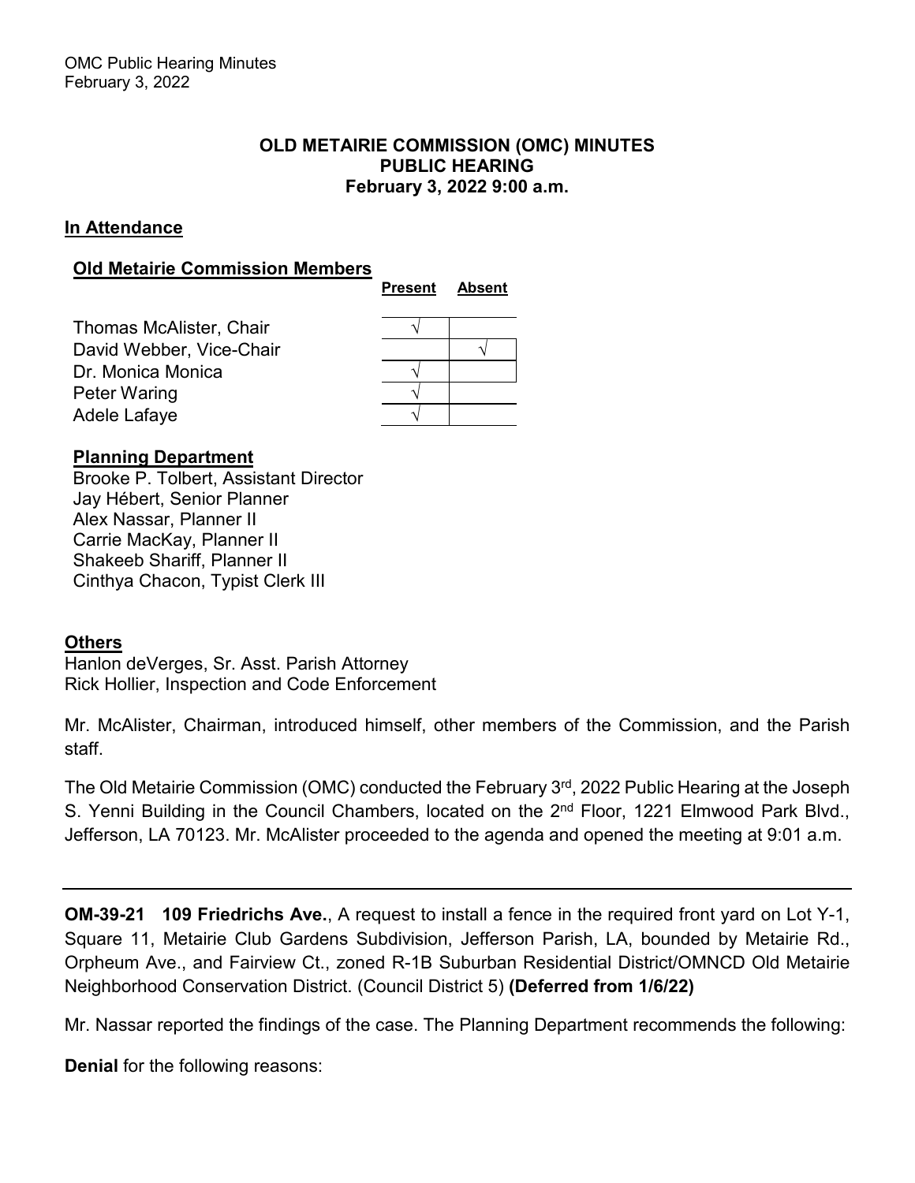**OLD METAIRIE COMMISSION (OMC) MINUTES**
**PUBLIC HEARING**
**February 3, 2022 9:00 a.m.**

## In Attendance

### Old Metairie Commission Members

| | Present | Absent |
|---|---|---|
| Thomas McAlister, Chair | √ | |
| David Webber, Vice-Chair | | √ |
| Dr. Monica Monica | √ | |
| Peter Waring | √ | |
| Adele Lafaye | √ | |

### Planning Department

Brooke P. Tolbert, Assistant Director
Jay Hébert, Senior Planner
Alex Nassar, Planner II
Carrie MacKay, Planner II
Shakeeb Shariff, Planner II
Cinthya Chacon, Typist Clerk III

### Others

Hanlon deVerges, Sr. Asst. Parish Attorney
Rick Hollier, Inspection and Code Enforcement

Mr. McAlister, Chairman, introduced himself, other members of the Commission, and the Parish staff.

The Old Metairie Commission (OMC) conducted the February 3rd, 2022 Public Hearing at the Joseph S. Yenni Building in the Council Chambers, located on the 2nd Floor, 1221 Elmwood Park Blvd., Jefferson, LA 70123. Mr. McAlister proceeded to the agenda and opened the meeting at 9:01 a.m.

---

**OM-39-21 109 Friedrichs Ave.**, A request to install a fence in the required front yard on Lot Y-1, Square 11, Metairie Club Gardens Subdivision, Jefferson Parish, LA, bounded by Metairie Rd., Orpheum Ave., and Fairview Ct., zoned R-1B Suburban Residential District/OMNCD Old Metairie Neighborhood Conservation District. (Council District 5) **(Deferred from 1/6/22)**

Mr. Nassar reported the findings of the case. The Planning Department recommends the following:

**Denial** for the following reasons: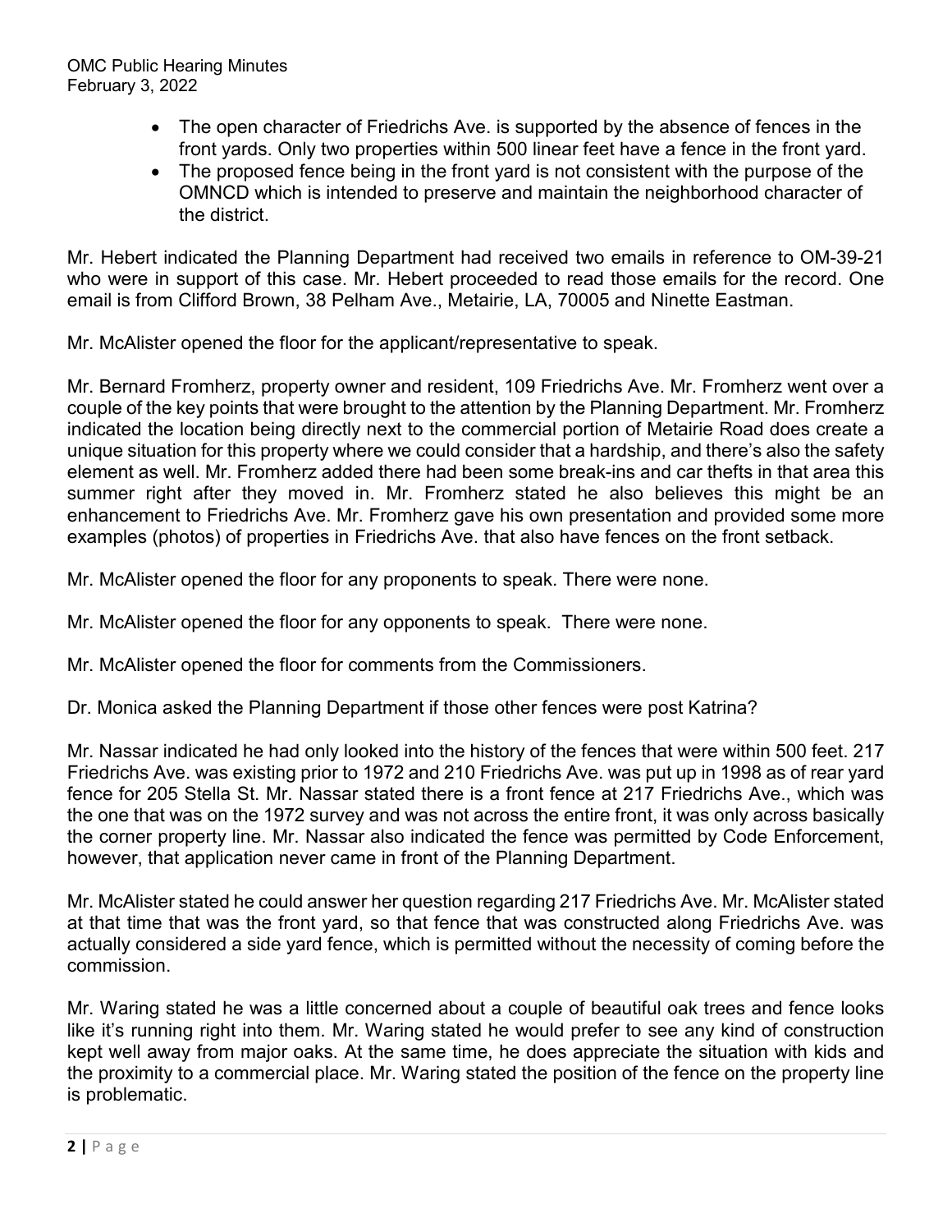- The open character of Friedrichs Ave. is supported by the absence of fences in the front yards. Only two properties within 500 linear feet have a fence in the front yard.
- The proposed fence being in the front yard is not consistent with the purpose of the OMNCD which is intended to preserve and maintain the neighborhood character of the district.

Mr. Hebert indicated the Planning Department had received two emails in reference to OM-39-21 who were in support of this case. Mr. Hebert proceeded to read those emails for the record. One email is from Clifford Brown, 38 Pelham Ave., Metairie, LA, 70005 and Ninette Eastman.

Mr. McAlister opened the floor for the applicant/representative to speak.

Mr. Bernard Fromherz, property owner and resident, 109 Friedrichs Ave. Mr. Fromherz went over a couple of the key points that were brought to the attention by the Planning Department. Mr. Fromherz indicated the location being directly next to the commercial portion of Metairie Road does create a unique situation for this property where we could consider that a hardship, and there's also the safety element as well. Mr. Fromherz added there had been some break-ins and car thefts in that area this summer right after they moved in. Mr. Fromherz stated he also believes this might be an enhancement to Friedrichs Ave. Mr. Fromherz gave his own presentation and provided some more examples (photos) of properties in Friedrichs Ave. that also have fences on the front setback.

Mr. McAlister opened the floor for any proponents to speak. There were none.

Mr. McAlister opened the floor for any opponents to speak. There were none.

Mr. McAlister opened the floor for comments from the Commissioners.

Dr. Monica asked the Planning Department if those other fences were post Katrina?

Mr. Nassar indicated he had only looked into the history of the fences that were within 500 feet. 217 Friedrichs Ave. was existing prior to 1972 and 210 Friedrichs Ave. was put up in 1998 as of rear yard fence for 205 Stella St. Mr. Nassar stated there is a front fence at 217 Friedrichs Ave., which was the one that was on the 1972 survey and was not across the entire front, it was only across basically the corner property line. Mr. Nassar also indicated the fence was permitted by Code Enforcement, however, that application never came in front of the Planning Department.

Mr. McAlister stated he could answer her question regarding 217 Friedrichs Ave. Mr. McAlister stated at that time that was the front yard, so that fence that was constructed along Friedrichs Ave. was actually considered a side yard fence, which is permitted without the necessity of coming before the commission.

Mr. Waring stated he was a little concerned about a couple of beautiful oak trees and fence looks like it's running right into them. Mr. Waring stated he would prefer to see any kind of construction kept well away from major oaks. At the same time, he does appreciate the situation with kids and the proximity to a commercial place. Mr. Waring stated the position of the fence on the property line is problematic.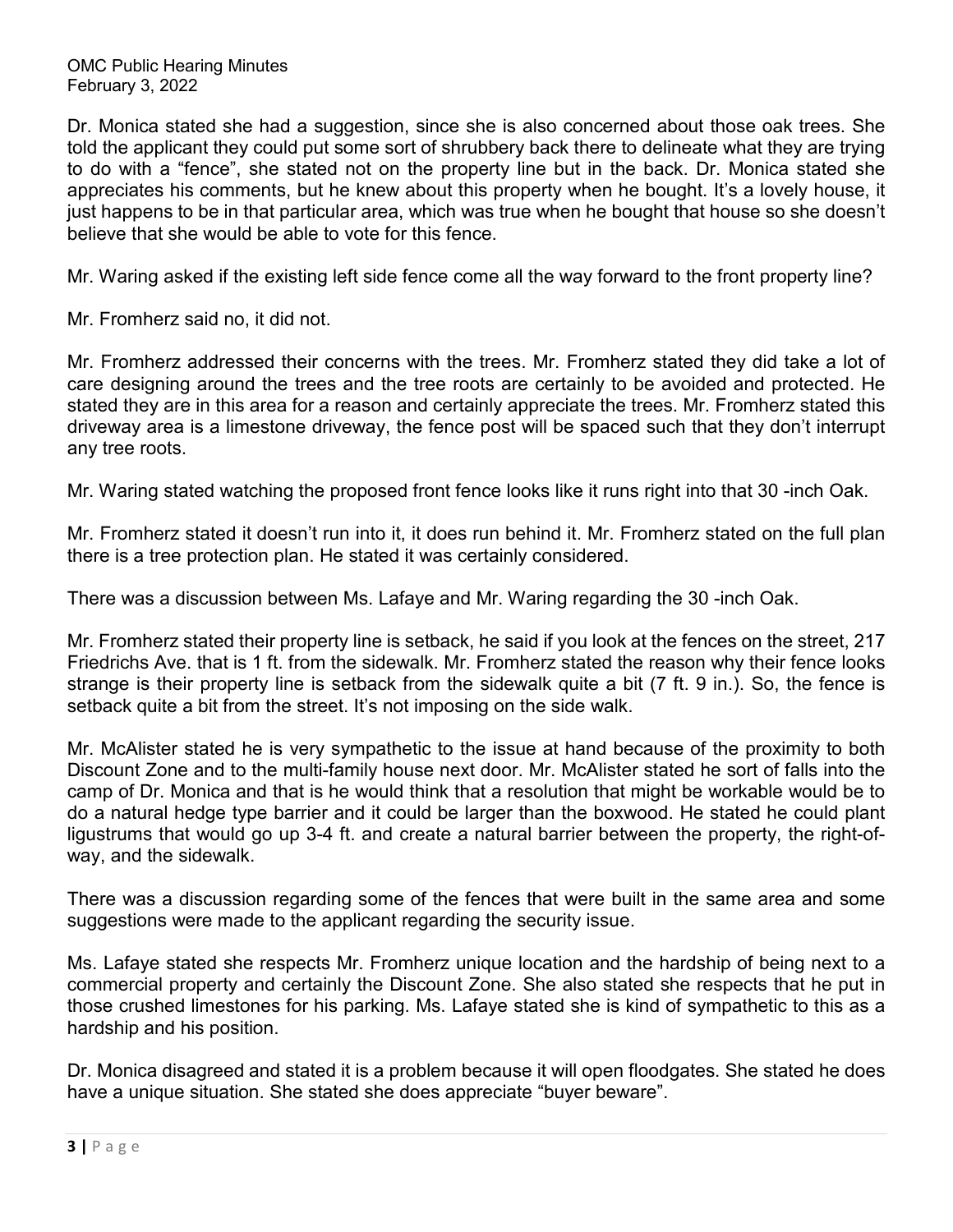Dr. Monica stated she had a suggestion, since she is also concerned about those oak trees. She told the applicant they could put some sort of shrubbery back there to delineate what they are trying to do with a "fence", she stated not on the property line but in the back. Dr. Monica stated she appreciates his comments, but he knew about this property when he bought. It's a lovely house, it just happens to be in that particular area, which was true when he bought that house so she doesn't believe that she would be able to vote for this fence.

Mr. Waring asked if the existing left side fence come all the way forward to the front property line?

Mr. Fromherz said no, it did not.

Mr. Fromherz addressed their concerns with the trees. Mr. Fromherz stated they did take a lot of care designing around the trees and the tree roots are certainly to be avoided and protected. He stated they are in this area for a reason and certainly appreciate the trees. Mr. Fromherz stated this driveway area is a limestone driveway, the fence post will be spaced such that they don't interrupt any tree roots.

Mr. Waring stated watching the proposed front fence looks like it runs right into that 30 -inch Oak.

Mr. Fromherz stated it doesn't run into it, it does run behind it. Mr. Fromherz stated on the full plan there is a tree protection plan. He stated it was certainly considered.

There was a discussion between Ms. Lafaye and Mr. Waring regarding the 30 -inch Oak.

Mr. Fromherz stated their property line is setback, he said if you look at the fences on the street, 217 Friedrichs Ave. that is 1 ft. from the sidewalk. Mr. Fromherz stated the reason why their fence looks strange is their property line is setback from the sidewalk quite a bit (7 ft. 9 in.). So, the fence is setback quite a bit from the street. It's not imposing on the side walk.

Mr. McAlister stated he is very sympathetic to the issue at hand because of the proximity to both Discount Zone and to the multi-family house next door. Mr. McAlister stated he sort of falls into the camp of Dr. Monica and that is he would think that a resolution that might be workable would be to do a natural hedge type barrier and it could be larger than the boxwood. He stated he could plant ligustrums that would go up 3-4 ft. and create a natural barrier between the property, the right-of-way, and the sidewalk.

There was a discussion regarding some of the fences that were built in the same area and some suggestions were made to the applicant regarding the security issue.

Ms. Lafaye stated she respects Mr. Fromherz unique location and the hardship of being next to a commercial property and certainly the Discount Zone. She also stated she respects that he put in those crushed limestones for his parking. Ms. Lafaye stated she is kind of sympathetic to this as a hardship and his position.

Dr. Monica disagreed and stated it is a problem because it will open floodgates. She stated he does have a unique situation. She stated she does appreciate "buyer beware".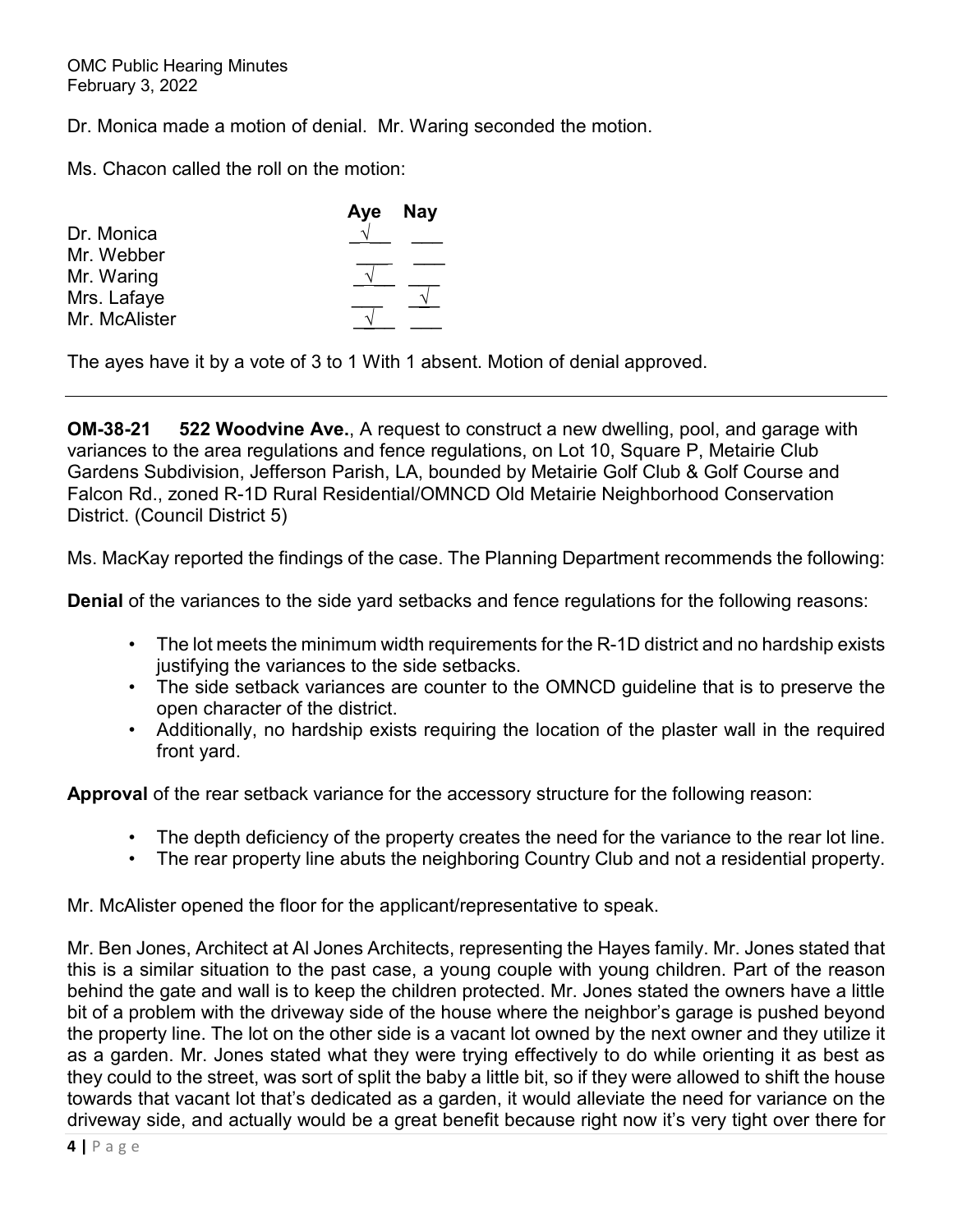Dr. Monica made a motion of denial. Mr. Waring seconded the motion.

Ms. Chacon called the roll on the motion:

| | Aye | Nay |
|---|---|---|
| Dr. Monica | √ | |
| Mr. Webber | | |
| Mr. Waring | √ | |
| Mrs. Lafaye | | √ |
| Mr. McAlister | √ | |

The ayes have it by a vote of 3 to 1 With 1 absent. Motion of denial approved.

---

**OM-38-21 522 Woodvine Ave.**, A request to construct a new dwelling, pool, and garage with variances to the area regulations and fence regulations, on Lot 10, Square P, Metairie Club Gardens Subdivision, Jefferson Parish, LA, bounded by Metairie Golf Club & Golf Course and Falcon Rd., zoned R-1D Rural Residential/OMNCD Old Metairie Neighborhood Conservation District. (Council District 5)

Ms. MacKay reported the findings of the case. The Planning Department recommends the following:

**Denial** of the variances to the side yard setbacks and fence regulations for the following reasons:

- The lot meets the minimum width requirements for the R-1D district and no hardship exists justifying the variances to the side setbacks.
- The side setback variances are counter to the OMNCD guideline that is to preserve the open character of the district.
- Additionally, no hardship exists requiring the location of the plaster wall in the required front yard.

**Approval** of the rear setback variance for the accessory structure for the following reason:

- The depth deficiency of the property creates the need for the variance to the rear lot line.
- The rear property line abuts the neighboring Country Club and not a residential property.

Mr. McAlister opened the floor for the applicant/representative to speak.

Mr. Ben Jones, Architect at Al Jones Architects, representing the Hayes family. Mr. Jones stated that this is a similar situation to the past case, a young couple with young children. Part of the reason behind the gate and wall is to keep the children protected. Mr. Jones stated the owners have a little bit of a problem with the driveway side of the house where the neighbor's garage is pushed beyond the property line. The lot on the other side is a vacant lot owned by the next owner and they utilize it as a garden. Mr. Jones stated what they were trying effectively to do while orienting it as best as they could to the street, was sort of split the baby a little bit, so if they were allowed to shift the house towards that vacant lot that's dedicated as a garden, it would alleviate the need for variance on the driveway side, and actually would be a great benefit because right now it's very tight over there for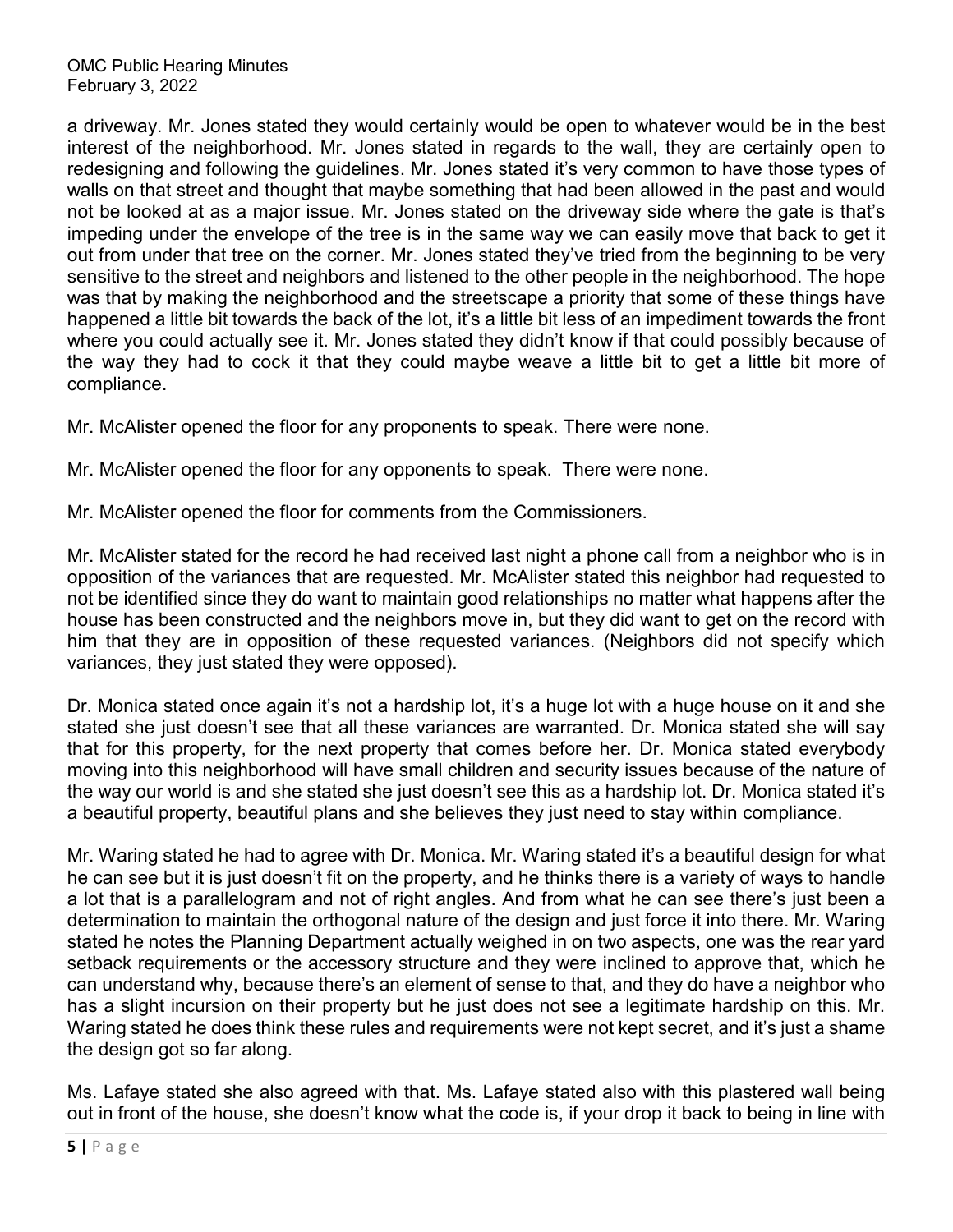a driveway. Mr. Jones stated they would certainly would be open to whatever would be in the best interest of the neighborhood. Mr. Jones stated in regards to the wall, they are certainly open to redesigning and following the guidelines. Mr. Jones stated it's very common to have those types of walls on that street and thought that maybe something that had been allowed in the past and would not be looked at as a major issue. Mr. Jones stated on the driveway side where the gate is that's impeding under the envelope of the tree is in the same way we can easily move that back to get it out from under that tree on the corner. Mr. Jones stated they've tried from the beginning to be very sensitive to the street and neighbors and listened to the other people in the neighborhood. The hope was that by making the neighborhood and the streetscape a priority that some of these things have happened a little bit towards the back of the lot, it's a little bit less of an impediment towards the front where you could actually see it. Mr. Jones stated they didn't know if that could possibly because of the way they had to cock it that they could maybe weave a little bit to get a little bit more of compliance.

Mr. McAlister opened the floor for any proponents to speak. There were none.

Mr. McAlister opened the floor for any opponents to speak. There were none.

Mr. McAlister opened the floor for comments from the Commissioners.

Mr. McAlister stated for the record he had received last night a phone call from a neighbor who is in opposition of the variances that are requested. Mr. McAlister stated this neighbor had requested to not be identified since they do want to maintain good relationships no matter what happens after the house has been constructed and the neighbors move in, but they did want to get on the record with him that they are in opposition of these requested variances. (Neighbors did not specify which variances, they just stated they were opposed).

Dr. Monica stated once again it's not a hardship lot, it's a huge lot with a huge house on it and she stated she just doesn't see that all these variances are warranted. Dr. Monica stated she will say that for this property, for the next property that comes before her. Dr. Monica stated everybody moving into this neighborhood will have small children and security issues because of the nature of the way our world is and she stated she just doesn't see this as a hardship lot. Dr. Monica stated it's a beautiful property, beautiful plans and she believes they just need to stay within compliance.

Mr. Waring stated he had to agree with Dr. Monica. Mr. Waring stated it's a beautiful design for what he can see but it is just doesn't fit on the property, and he thinks there is a variety of ways to handle a lot that is a parallelogram and not of right angles. And from what he can see there's just been a determination to maintain the orthogonal nature of the design and just force it into there. Mr. Waring stated he notes the Planning Department actually weighed in on two aspects, one was the rear yard setback requirements or the accessory structure and they were inclined to approve that, which he can understand why, because there's an element of sense to that, and they do have a neighbor who has a slight incursion on their property but he just does not see a legitimate hardship on this. Mr. Waring stated he does think these rules and requirements were not kept secret, and it's just a shame the design got so far along.

Ms. Lafaye stated she also agreed with that. Ms. Lafaye stated also with this plastered wall being out in front of the house, she doesn't know what the code is, if your drop it back to being in line with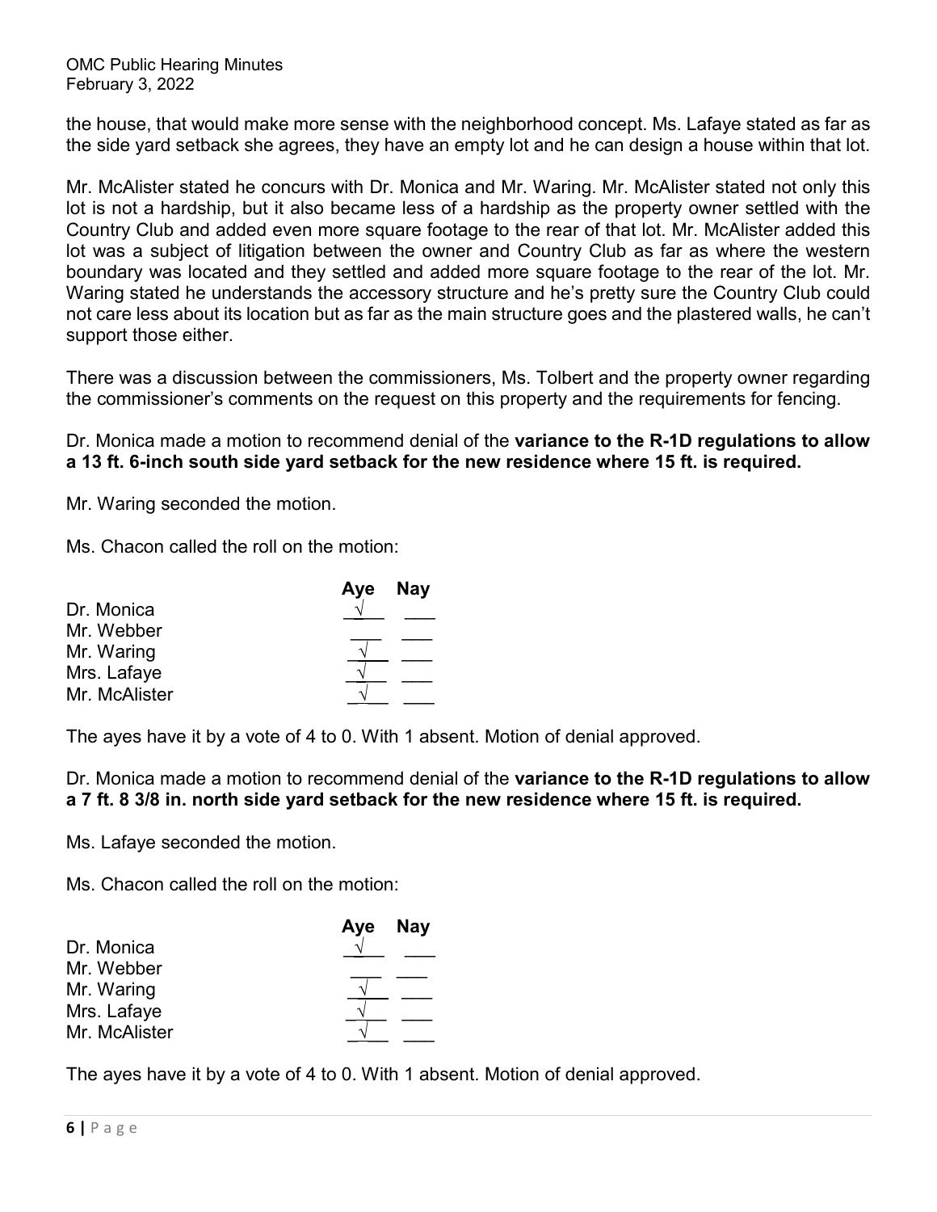the house, that would make more sense with the neighborhood concept. Ms. Lafaye stated as far as the side yard setback she agrees, they have an empty lot and he can design a house within that lot.

Mr. McAlister stated he concurs with Dr. Monica and Mr. Waring. Mr. McAlister stated not only this lot is not a hardship, but it also became less of a hardship as the property owner settled with the Country Club and added even more square footage to the rear of that lot. Mr. McAlister added this lot was a subject of litigation between the owner and Country Club as far as where the western boundary was located and they settled and added more square footage to the rear of the lot. Mr. Waring stated he understands the accessory structure and he's pretty sure the Country Club could not care less about its location but as far as the main structure goes and the plastered walls, he can't support those either.

There was a discussion between the commissioners, Ms. Tolbert and the property owner regarding the commissioner's comments on the request on this property and the requirements for fencing.

Dr. Monica made a motion to recommend denial of the **variance to the R-1D regulations to allow a 13 ft. 6-inch south side yard setback for the new residence where 15 ft. is required.**

Mr. Waring seconded the motion.

Ms. Chacon called the roll on the motion:

| | Aye | Nay |
|---|---|---|
| Dr. Monica | √ | |
| Mr. Webber | | |
| Mr. Waring | √ | |
| Mrs. Lafaye | √ | |
| Mr. McAlister | √ | |

The ayes have it by a vote of 4 to 0. With 1 absent. Motion of denial approved.

Dr. Monica made a motion to recommend denial of the **variance to the R-1D regulations to allow a 7 ft. 8 3/8 in. north side yard setback for the new residence where 15 ft. is required.**

Ms. Lafaye seconded the motion.

Ms. Chacon called the roll on the motion:

| | Aye | Nay |
|---|---|---|
| Dr. Monica | √ | |
| Mr. Webber | | |
| Mr. Waring | √ | |
| Mrs. Lafaye | √ | |
| Mr. McAlister | √ | |

The ayes have it by a vote of 4 to 0. With 1 absent. Motion of denial approved.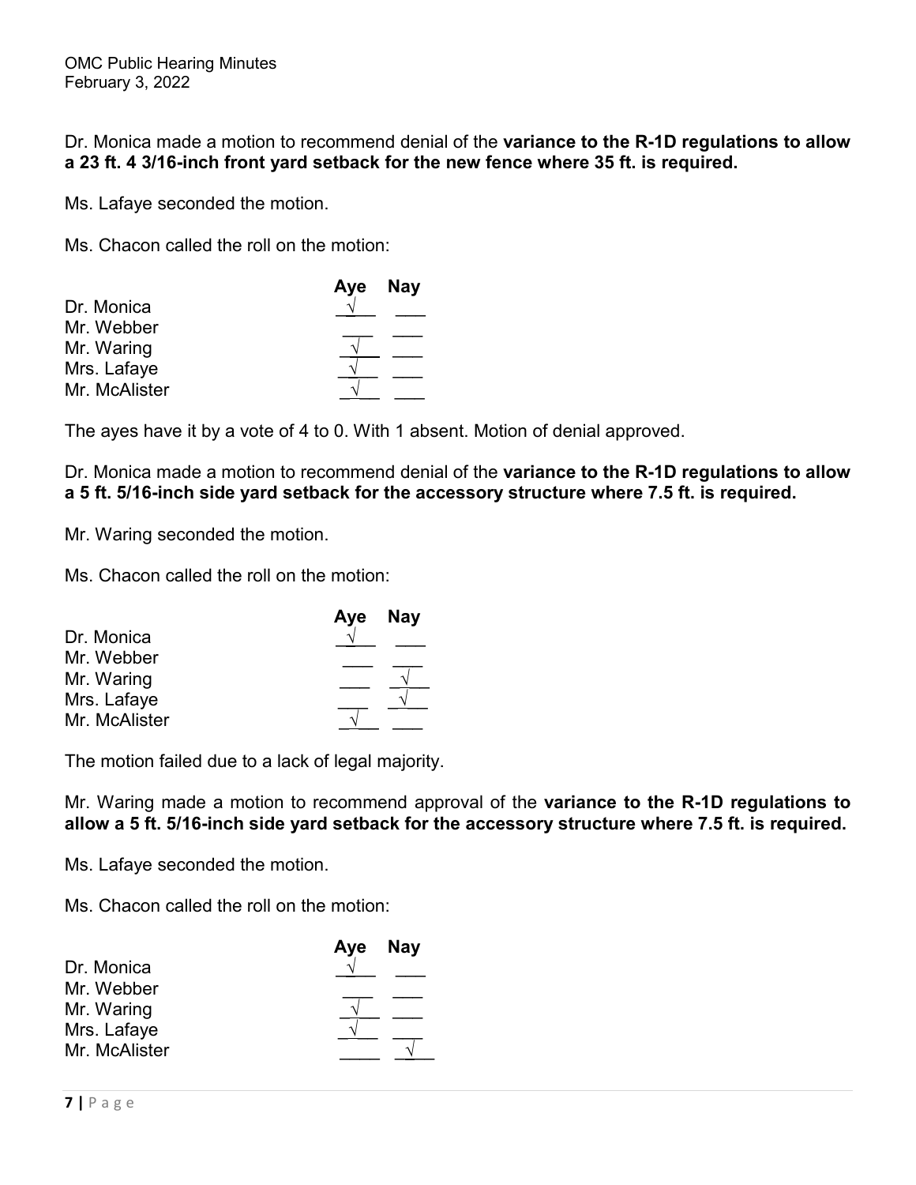Dr. Monica made a motion to recommend denial of the **variance to the R-1D regulations to allow a 23 ft. 4 3/16-inch front yard setback for the new fence where 35 ft. is required.**

Ms. Lafaye seconded the motion.

Ms. Chacon called the roll on the motion:

| | Aye | Nay |
|---|---|---|
| Dr. Monica | √ | |
| Mr. Webber | | |
| Mr. Waring | √ | |
| Mrs. Lafaye | √ | |
| Mr. McAlister | √ | |

The ayes have it by a vote of 4 to 0. With 1 absent. Motion of denial approved.

Dr. Monica made a motion to recommend denial of the **variance to the R-1D regulations to allow a 5 ft. 5/16-inch side yard setback for the accessory structure where 7.5 ft. is required.**

Mr. Waring seconded the motion.

Ms. Chacon called the roll on the motion:

| | Aye | Nay |
|---|---|---|
| Dr. Monica | √ | |
| Mr. Webber | | |
| Mr. Waring | | √ |
| Mrs. Lafaye | | √ |
| Mr. McAlister | √ | |

The motion failed due to a lack of legal majority.

Mr. Waring made a motion to recommend approval of the **variance to the R-1D regulations to allow a 5 ft. 5/16-inch side yard setback for the accessory structure where 7.5 ft. is required.**

Ms. Lafaye seconded the motion.

Ms. Chacon called the roll on the motion:

| | Aye | Nay |
|---|---|---|
| Dr. Monica | √ | |
| Mr. Webber | | |
| Mr. Waring | √ | |
| Mrs. Lafaye | √ | |
| Mr. McAlister | | √ |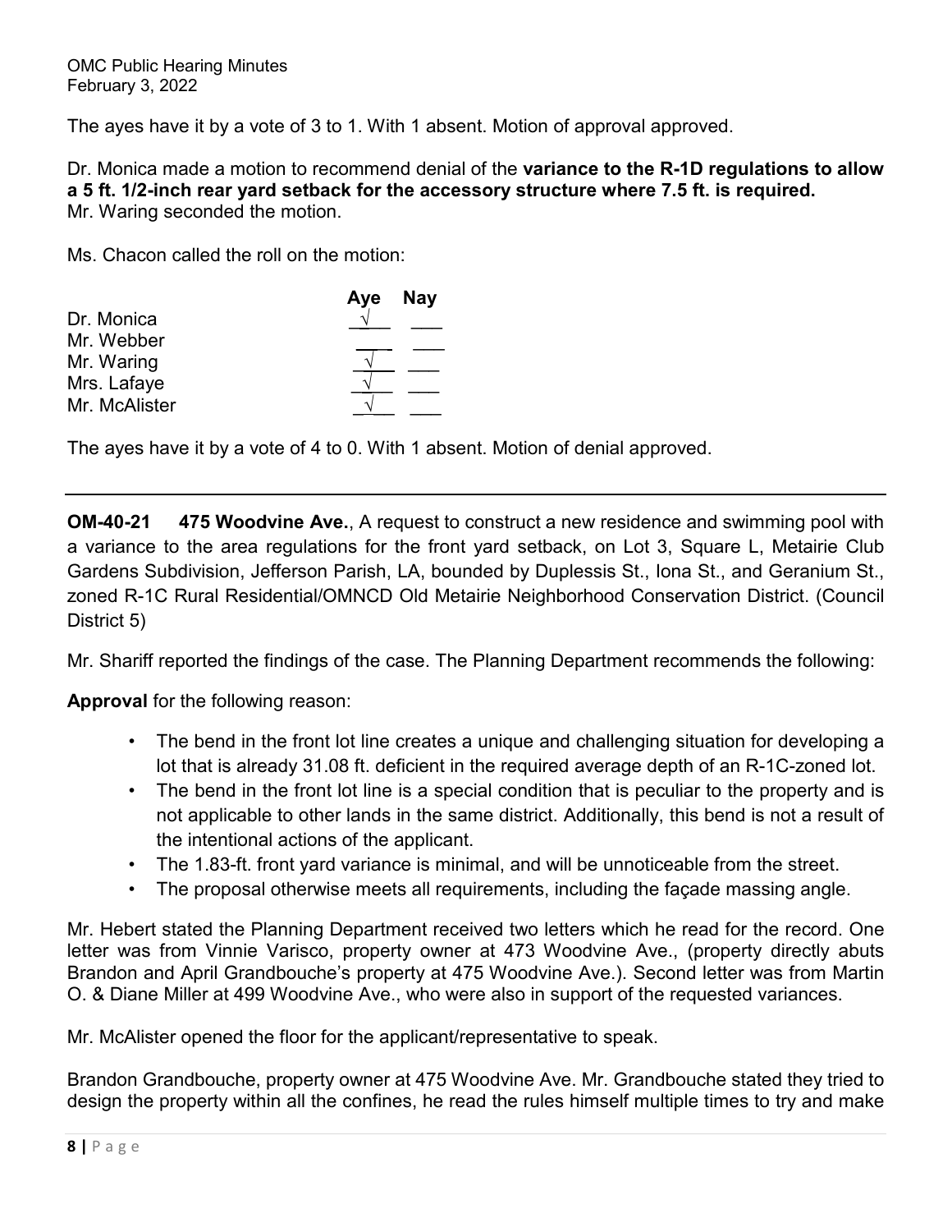The ayes have it by a vote of 3 to 1. With 1 absent. Motion of approval approved.

Dr. Monica made a motion to recommend denial of the **variance to the R-1D regulations to allow a 5 ft. 1/2-inch rear yard setback for the accessory structure where 7.5 ft. is required.** Mr. Waring seconded the motion.

Ms. Chacon called the roll on the motion:

| | Aye | Nay |
|---|---|---|
| Dr. Monica | √ | |
| Mr. Webber | | |
| Mr. Waring | √ | |
| Mrs. Lafaye | √ | |
| Mr. McAlister | √ | |

The ayes have it by a vote of 4 to 0. With 1 absent. Motion of denial approved.

---

**OM-40-21 475 Woodvine Ave.**, A request to construct a new residence and swimming pool with a variance to the area regulations for the front yard setback, on Lot 3, Square L, Metairie Club Gardens Subdivision, Jefferson Parish, LA, bounded by Duplessis St., Iona St., and Geranium St., zoned R-1C Rural Residential/OMNCD Old Metairie Neighborhood Conservation District. (Council District 5)

Mr. Shariff reported the findings of the case. The Planning Department recommends the following:

**Approval** for the following reason:

- The bend in the front lot line creates a unique and challenging situation for developing a lot that is already 31.08 ft. deficient in the required average depth of an R-1C-zoned lot.
- The bend in the front lot line is a special condition that is peculiar to the property and is not applicable to other lands in the same district. Additionally, this bend is not a result of the intentional actions of the applicant.
- The 1.83-ft. front yard variance is minimal, and will be unnoticeable from the street.
- The proposal otherwise meets all requirements, including the façade massing angle.

Mr. Hebert stated the Planning Department received two letters which he read for the record. One letter was from Vinnie Varisco, property owner at 473 Woodvine Ave., (property directly abuts Brandon and April Grandbouche's property at 475 Woodvine Ave.). Second letter was from Martin O. & Diane Miller at 499 Woodvine Ave., who were also in support of the requested variances.

Mr. McAlister opened the floor for the applicant/representative to speak.

Brandon Grandbouche, property owner at 475 Woodvine Ave. Mr. Grandbouche stated they tried to design the property within all the confines, he read the rules himself multiple times to try and make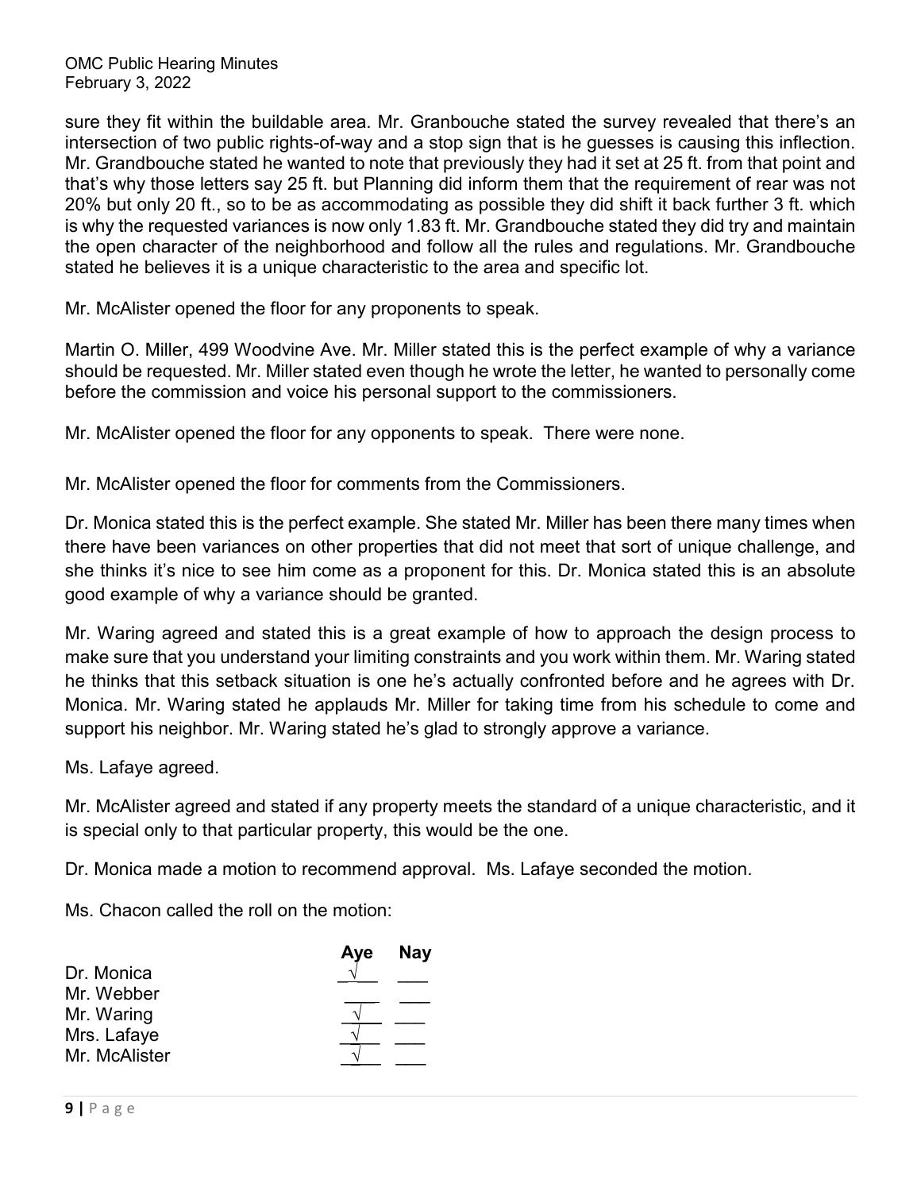sure they fit within the buildable area. Mr. Granbouche stated the survey revealed that there's an intersection of two public rights-of-way and a stop sign that is he guesses is causing this inflection. Mr. Grandbouche stated he wanted to note that previously they had it set at 25 ft. from that point and that's why those letters say 25 ft. but Planning did inform them that the requirement of rear was not 20% but only 20 ft., so to be as accommodating as possible they did shift it back further 3 ft. which is why the requested variances is now only 1.83 ft. Mr. Grandbouche stated they did try and maintain the open character of the neighborhood and follow all the rules and regulations. Mr. Grandbouche stated he believes it is a unique characteristic to the area and specific lot.

Mr. McAlister opened the floor for any proponents to speak.

Martin O. Miller, 499 Woodvine Ave. Mr. Miller stated this is the perfect example of why a variance should be requested. Mr. Miller stated even though he wrote the letter, he wanted to personally come before the commission and voice his personal support to the commissioners.

Mr. McAlister opened the floor for any opponents to speak. There were none.

Mr. McAlister opened the floor for comments from the Commissioners.

Dr. Monica stated this is the perfect example. She stated Mr. Miller has been there many times when there have been variances on other properties that did not meet that sort of unique challenge, and she thinks it's nice to see him come as a proponent for this. Dr. Monica stated this is an absolute good example of why a variance should be granted.

Mr. Waring agreed and stated this is a great example of how to approach the design process to make sure that you understand your limiting constraints and you work within them. Mr. Waring stated he thinks that this setback situation is one he's actually confronted before and he agrees with Dr. Monica. Mr. Waring stated he applauds Mr. Miller for taking time from his schedule to come and support his neighbor. Mr. Waring stated he's glad to strongly approve a variance.

Ms. Lafaye agreed.

Mr. McAlister agreed and stated if any property meets the standard of a unique characteristic, and it is special only to that particular property, this would be the one.

Dr. Monica made a motion to recommend approval. Ms. Lafaye seconded the motion.

Ms. Chacon called the roll on the motion:

| | Aye | Nay |
|---|---|---|
| Dr. Monica | √ | |
| Mr. Webber | | |
| Mr. Waring | √ | |
| Mrs. Lafaye | √ | |
| Mr. McAlister | √ | |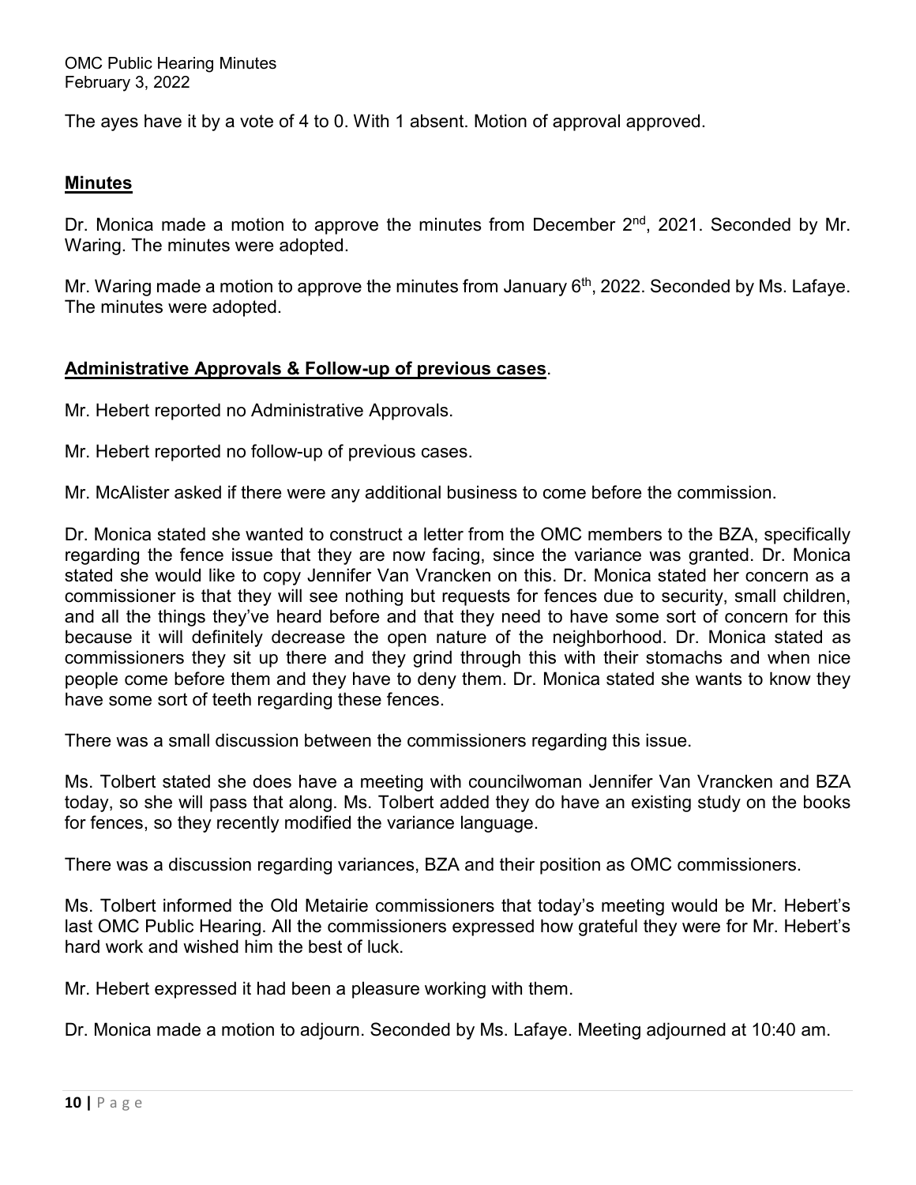The ayes have it by a vote of 4 to 0. With 1 absent. Motion of approval approved.

## Minutes

Dr. Monica made a motion to approve the minutes from December 2nd, 2021. Seconded by Mr. Waring. The minutes were adopted.

Mr. Waring made a motion to approve the minutes from January 6th, 2022. Seconded by Ms. Lafaye. The minutes were adopted.

## Administrative Approvals & Follow-up of previous cases.

Mr. Hebert reported no Administrative Approvals.

Mr. Hebert reported no follow-up of previous cases.

Mr. McAlister asked if there were any additional business to come before the commission.

Dr. Monica stated she wanted to construct a letter from the OMC members to the BZA, specifically regarding the fence issue that they are now facing, since the variance was granted. Dr. Monica stated she would like to copy Jennifer Van Vrancken on this. Dr. Monica stated her concern as a commissioner is that they will see nothing but requests for fences due to security, small children, and all the things they've heard before and that they need to have some sort of concern for this because it will definitely decrease the open nature of the neighborhood. Dr. Monica stated as commissioners they sit up there and they grind through this with their stomachs and when nice people come before them and they have to deny them. Dr. Monica stated she wants to know they have some sort of teeth regarding these fences.

There was a small discussion between the commissioners regarding this issue.

Ms. Tolbert stated she does have a meeting with councilwoman Jennifer Van Vrancken and BZA today, so she will pass that along. Ms. Tolbert added they do have an existing study on the books for fences, so they recently modified the variance language.

There was a discussion regarding variances, BZA and their position as OMC commissioners.

Ms. Tolbert informed the Old Metairie commissioners that today's meeting would be Mr. Hebert's last OMC Public Hearing. All the commissioners expressed how grateful they were for Mr. Hebert's hard work and wished him the best of luck.

Mr. Hebert expressed it had been a pleasure working with them.

Dr. Monica made a motion to adjourn. Seconded by Ms. Lafaye. Meeting adjourned at 10:40 am.